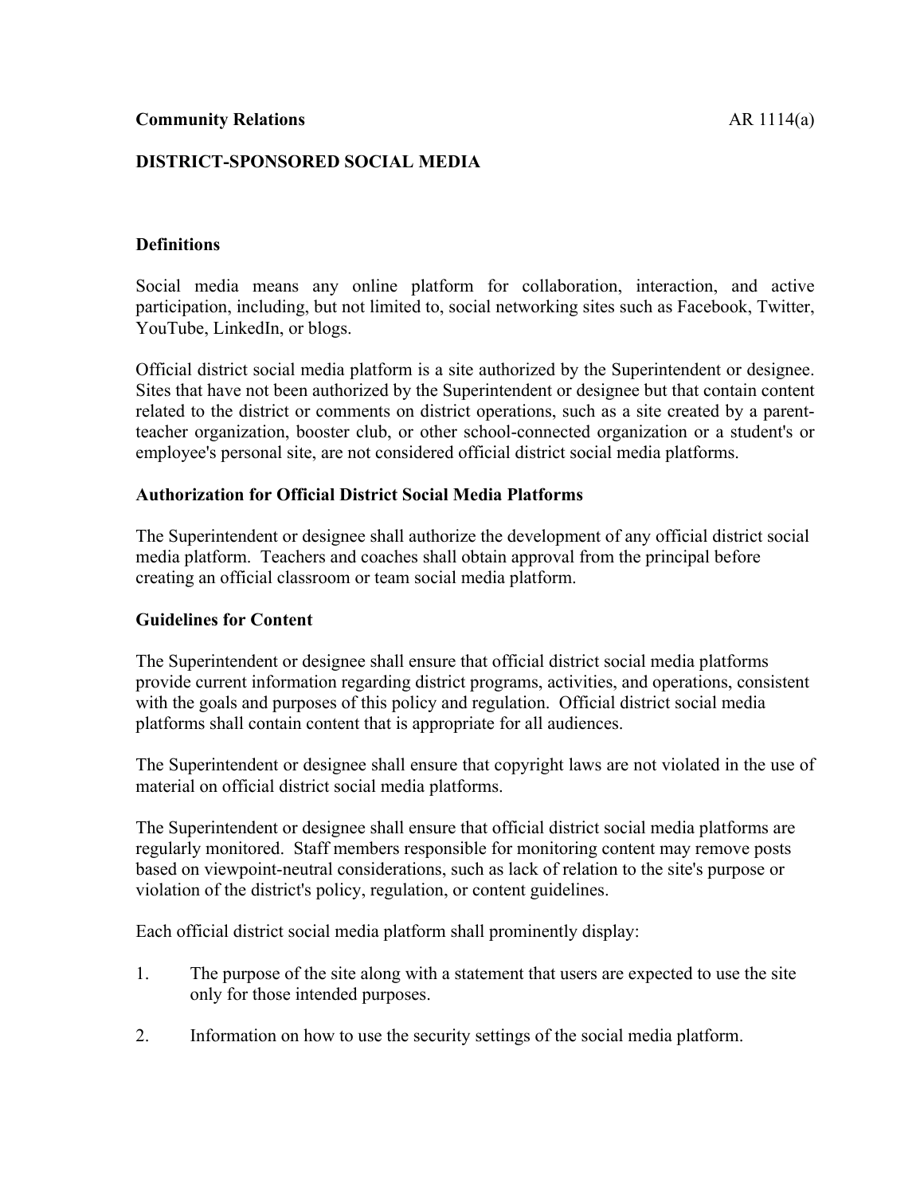**Community Relations** AR 1114(a)

## DISTRICT-SPONSORED SOCIAL MEDIA

### Definitions

Social media means any online platform for collaboration, interaction, and active participation, including, but not limited to, social networking sites such as Facebook, Twitter, YouTube, LinkedIn, or blogs.

Official district social media platform is a site authorized by the Superintendent or designee. Sites that have not been authorized by the Superintendent or designee but that contain content related to the district or comments on district operations, such as a site created by a parent-teacher organization, booster club, or other school-connected organization or a student's or employee's personal site, are not considered official district social media platforms.

### Authorization for Official District Social Media Platforms

The Superintendent or designee shall authorize the development of any official district social media platform. Teachers and coaches shall obtain approval from the principal before creating an official classroom or team social media platform.

### Guidelines for Content

The Superintendent or designee shall ensure that official district social media platforms provide current information regarding district programs, activities, and operations, consistent with the goals and purposes of this policy and regulation. Official district social media platforms shall contain content that is appropriate for all audiences.

The Superintendent or designee shall ensure that copyright laws are not violated in the use of material on official district social media platforms.

The Superintendent or designee shall ensure that official district social media platforms are regularly monitored. Staff members responsible for monitoring content may remove posts based on viewpoint-neutral considerations, such as lack of relation to the site's purpose or violation of the district's policy, regulation, or content guidelines.

Each official district social media platform shall prominently display:

1. The purpose of the site along with a statement that users are expected to use the site only for those intended purposes.

2. Information on how to use the security settings of the social media platform.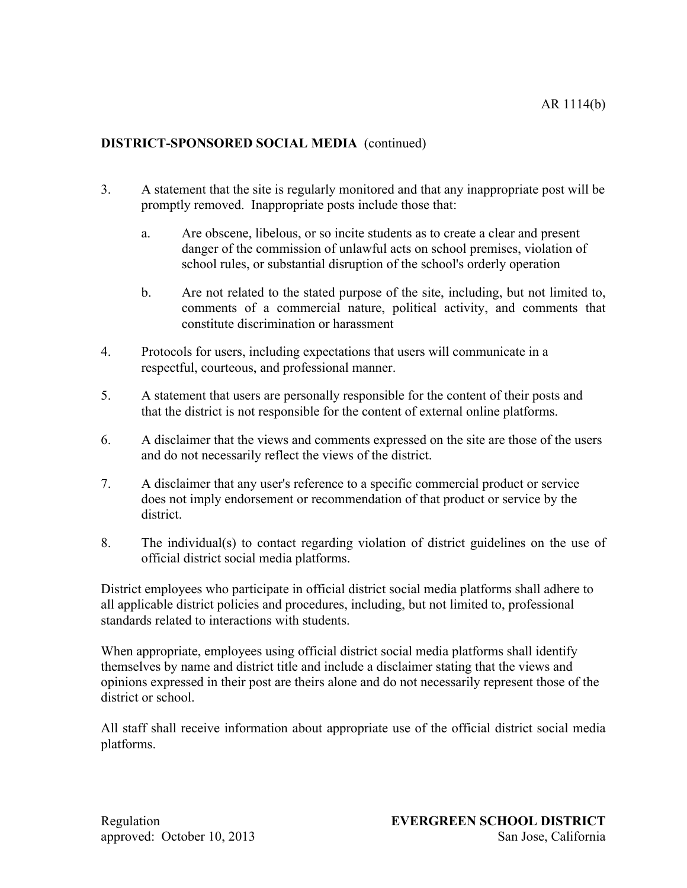**DISTRICT-SPONSORED SOCIAL MEDIA** (continued)

3. A statement that the site is regularly monitored and that any inappropriate post will be promptly removed. Inappropriate posts include those that:

   a. Are obscene, libelous, or so incite students as to create a clear and present danger of the commission of unlawful acts on school premises, violation of school rules, or substantial disruption of the school's orderly operation

   b. Are not related to the stated purpose of the site, including, but not limited to, comments of a commercial nature, political activity, and comments that constitute discrimination or harassment

4. Protocols for users, including expectations that users will communicate in a respectful, courteous, and professional manner.

5. A statement that users are personally responsible for the content of their posts and that the district is not responsible for the content of external online platforms.

6. A disclaimer that the views and comments expressed on the site are those of the users and do not necessarily reflect the views of the district.

7. A disclaimer that any user's reference to a specific commercial product or service does not imply endorsement or recommendation of that product or service by the district.

8. The individual(s) to contact regarding violation of district guidelines on the use of official district social media platforms.

District employees who participate in official district social media platforms shall adhere to all applicable district policies and procedures, including, but not limited to, professional standards related to interactions with students.

When appropriate, employees using official district social media platforms shall identify themselves by name and district title and include a disclaimer stating that the views and opinions expressed in their post are theirs alone and do not necessarily represent those of the district or school.

All staff shall receive information about appropriate use of the official district social media platforms.

Regulation
approved: October 10, 2013

**EVERGREEN SCHOOL DISTRICT**
San Jose, California